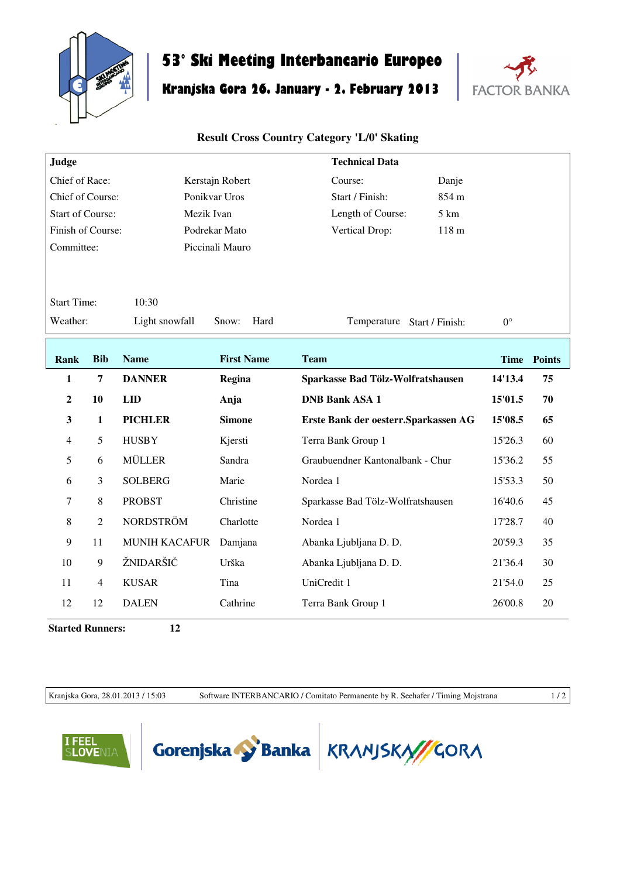# 53° Ski Meeting Interbancario Europeo

## Kranjska Gora 26. January - 2. February 2013

FACTOR BANKA

### Result Cross Country Category 'L/0' Skating

| Judge | | Technical Data | |
|---|---|---|---|
| Chief of Race: | Kerstajn Robert | Course: | Danje |
| Chief of Course: | Ponikvar Uros | Start / Finish: | 854 m |
| Start of Course: | Mezik Ivan | Length of Course: | 5 km |
| Finish of Course: | Podrekar Mato | Vertical Drop: | 118 m |
| Committee: | Piccinali Mauro | | |

Start Time: 10:30

Weather: Light snowfall    Snow: Hard    Temperature Start / Finish: 0°

| Rank | Bib | Name | First Name | Team | Time | Points |
|---|---|---|---|---|---|---|
| **1** | **7** | **DANNER** | **Regina** | **Sparkasse Bad Tölz-Wolfratshausen** | **14'13.4** | **75** |
| **2** | **10** | **LID** | **Anja** | **DNB Bank ASA 1** | **15'01.5** | **70** |
| **3** | **1** | **PICHLER** | **Simone** | **Erste Bank der oesterr.Sparkassen AG** | **15'08.5** | **65** |
| 4 | 5 | HUSBY | Kjersti | Terra Bank Group 1 | 15'26.3 | 60 |
| 5 | 6 | MÜLLER | Sandra | Graubuendner Kantonalbank - Chur | 15'36.2 | 55 |
| 6 | 3 | SOLBERG | Marie | Nordea 1 | 15'53.3 | 50 |
| 7 | 8 | PROBST | Christine | Sparkasse Bad Tölz-Wolfratshausen | 16'40.6 | 45 |
| 8 | 2 | NORDSTRÖM | Charlotte | Nordea 1 | 17'28.7 | 40 |
| 9 | 11 | MUNIH KACAFUR | Damjana | Abanka Ljubljana D. D. | 20'59.3 | 35 |
| 10 | 9 | ŽNIDARŠIČ | Urška | Abanka Ljubljana D. D. | 21'36.4 | 30 |
| 11 | 4 | KUSAR | Tina | UniCredit 1 | 21'54.0 | 25 |
| 12 | 12 | DALEN | Cathrine | Terra Bank Group 1 | 26'00.8 | 20 |

**Started Runners:** **12**

Kranjska Gora, 28.01.2013 / 15:03    Software INTERBANCARIO / Comitato Permanente by R. Seehafer / Timing Mojstrana

I FEEL SLOVENIA    Gorenjska Banka    KRANJSKA GORA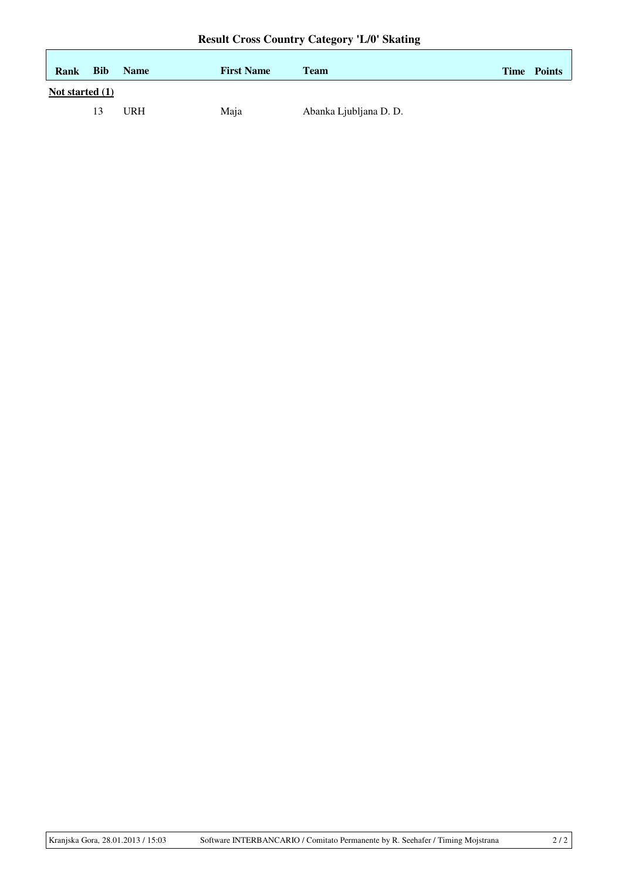# Result Cross Country Category 'L/0' Skating

| Rank | Bib | Name | First Name | Team | Time | Points |
|---|---|---|---|---|---|---|
| **Not started (1)** | | | | | | |
| | 13 | URH | Maja | Abanka Ljubljana D. D. | | |

Kranjska Gora, 28.01.2013 / 15:03 Software INTERBANCARIO / Comitato Permanente by R. Seehafer / Timing Mojstrana